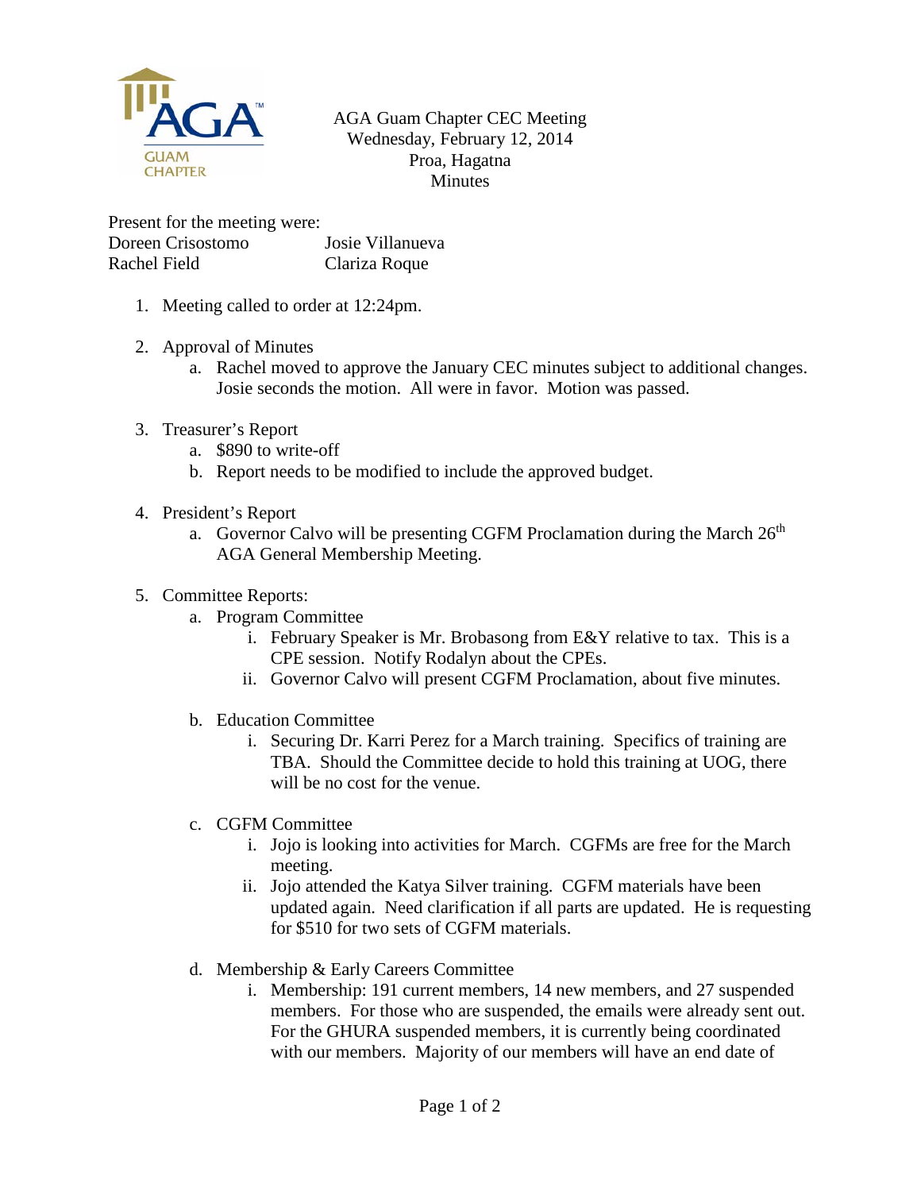AGA Guam Chapter CEC Meeting
Wednesday, February 12, 2014
Proa, Hagatna
Minutes

Present for the meeting were:

| | |
|---|---|
| Doreen Crisostomo | Josie Villanueva |
| Rachel Field | Clariza Roque |

1. Meeting called to order at 12:24pm.

2. Approval of Minutes
   a. Rachel moved to approve the January CEC minutes subject to additional changes. Josie seconds the motion. All were in favor. Motion was passed.

3. Treasurer's Report
   a. $890 to write-off
   b. Report needs to be modified to include the approved budget.

4. President's Report
   a. Governor Calvo will be presenting CGFM Proclamation during the March 26th AGA General Membership Meeting.

5. Committee Reports:
   a. Program Committee
      i. February Speaker is Mr. Brobasong from E&Y relative to tax. This is a CPE session. Notify Rodalyn about the CPEs.
      ii. Governor Calvo will present CGFM Proclamation, about five minutes.

   b. Education Committee
      i. Securing Dr. Karri Perez for a March training. Specifics of training are TBA. Should the Committee decide to hold this training at UOG, there will be no cost for the venue.

   c. CGFM Committee
      i. Jojo is looking into activities for March. CGFMs are free for the March meeting.
      ii. Jojo attended the Katya Silver training. CGFM materials have been updated again. Need clarification if all parts are updated. He is requesting for $510 for two sets of CGFM materials.

   d. Membership & Early Careers Committee
      i. Membership: 191 current members, 14 new members, and 27 suspended members. For those who are suspended, the emails were already sent out. For the GHURA suspended members, it is currently being coordinated with our members. Majority of our members will have an end date of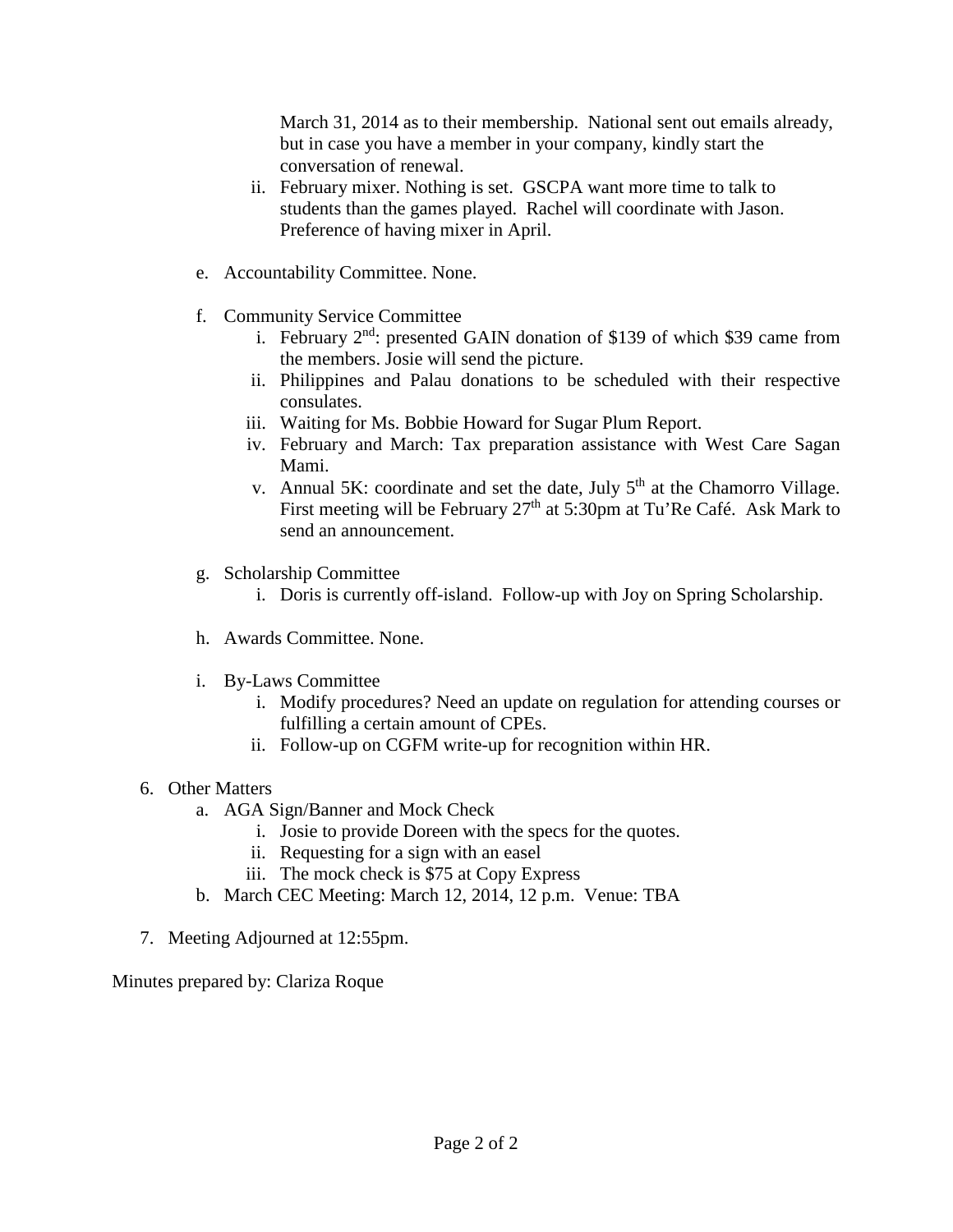March 31, 2014 as to their membership. National sent out emails already, but in case you have a member in your company, kindly start the conversation of renewal.

   ii. February mixer. Nothing is set. GSCPA want more time to talk to students than the games played. Rachel will coordinate with Jason. Preference of having mixer in April.

e. Accountability Committee. None.

f. Community Service Committee
   i. February 2nd: presented GAIN donation of $139 of which $39 came from the members. Josie will send the picture.
   ii. Philippines and Palau donations to be scheduled with their respective consulates.
   iii. Waiting for Ms. Bobbie Howard for Sugar Plum Report.
   iv. February and March: Tax preparation assistance with West Care Sagan Mami.
   v. Annual 5K: coordinate and set the date, July 5th at the Chamorro Village. First meeting will be February 27th at 5:30pm at Tu'Re Café. Ask Mark to send an announcement.

g. Scholarship Committee
   i. Doris is currently off-island. Follow-up with Joy on Spring Scholarship.

h. Awards Committee. None.

i. By-Laws Committee
   i. Modify procedures? Need an update on regulation for attending courses or fulfilling a certain amount of CPEs.
   ii. Follow-up on CGFM write-up for recognition within HR.

6. Other Matters
   a. AGA Sign/Banner and Mock Check
      i. Josie to provide Doreen with the specs for the quotes.
      ii. Requesting for a sign with an easel
      iii. The mock check is $75 at Copy Express
   b. March CEC Meeting: March 12, 2014, 12 p.m. Venue: TBA

7. Meeting Adjourned at 12:55pm.

Minutes prepared by: Clariza Roque